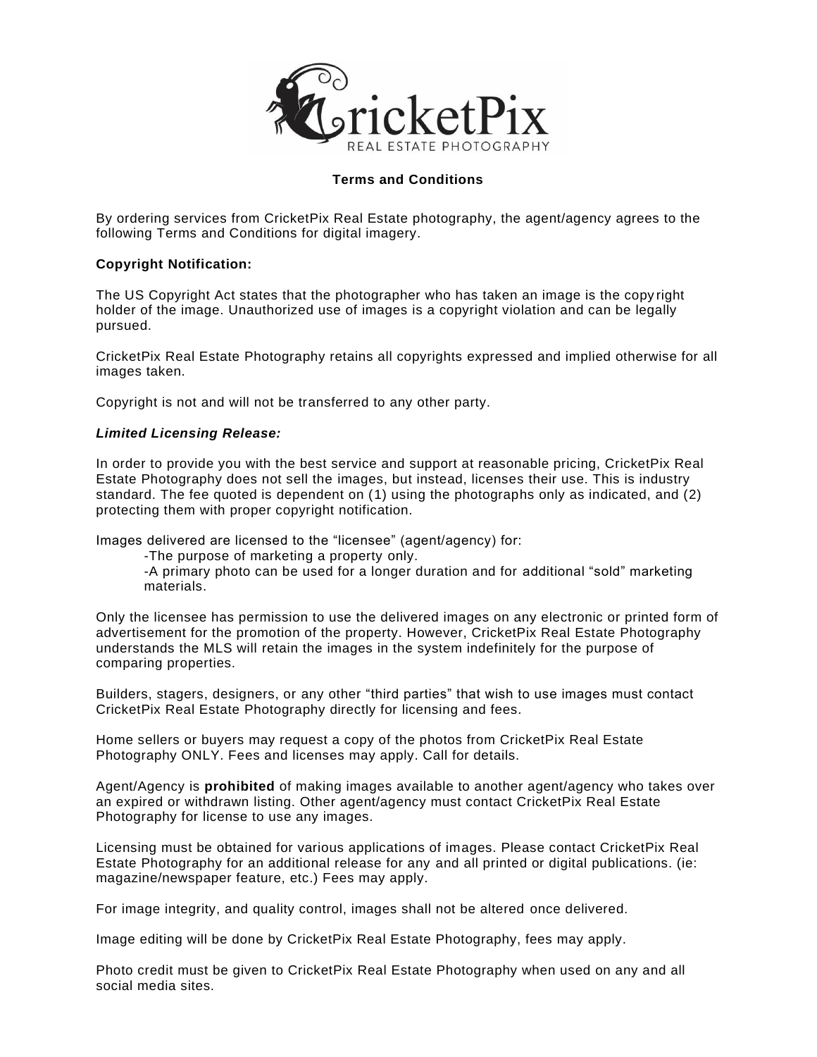# CricketPix

REAL ESTATE PHOTOGRAPHY

## Terms and Conditions

By ordering services from CricketPix Real Estate photography, the agent/agency agrees to the following Terms and Conditions for digital imagery.

**Copyright Notification:**

The US Copyright Act states that the photographer who has taken an image is the copyright holder of the image. Unauthorized use of images is a copyright violation and can be legally pursued.

CricketPix Real Estate Photography retains all copyrights expressed and implied otherwise for all images taken.

Copyright is not and will not be transferred to any other party.

***Limited Licensing Release:***

In order to provide you with the best service and support at reasonable pricing, CricketPix Real Estate Photography does not sell the images, but instead, licenses their use. This is industry standard. The fee quoted is dependent on (1) using the photographs only as indicated, and (2) protecting them with proper copyright notification.

Images delivered are licensed to the "licensee" (agent/agency) for:

- The purpose of marketing a property only.
- A primary photo can be used for a longer duration and for additional "sold" marketing materials.

Only the licensee has permission to use the delivered images on any electronic or printed form of advertisement for the promotion of the property. However, CricketPix Real Estate Photography understands the MLS will retain the images in the system indefinitely for the purpose of comparing properties.

Builders, stagers, designers, or any other "third parties" that wish to use images must contact CricketPix Real Estate Photography directly for licensing and fees.

Home sellers or buyers may request a copy of the photos from CricketPix Real Estate Photography ONLY. Fees and licenses may apply. Call for details.

Agent/Agency is **prohibited** of making images available to another agent/agency who takes over an expired or withdrawn listing. Other agent/agency must contact CricketPix Real Estate Photography for license to use any images.

Licensing must be obtained for various applications of images. Please contact CricketPix Real Estate Photography for an additional release for any and all printed or digital publications. (ie: magazine/newspaper feature, etc.) Fees may apply.

For image integrity, and quality control, images shall not be altered once delivered.

Image editing will be done by CricketPix Real Estate Photography, fees may apply.

Photo credit must be given to CricketPix Real Estate Photography when used on any and all social media sites.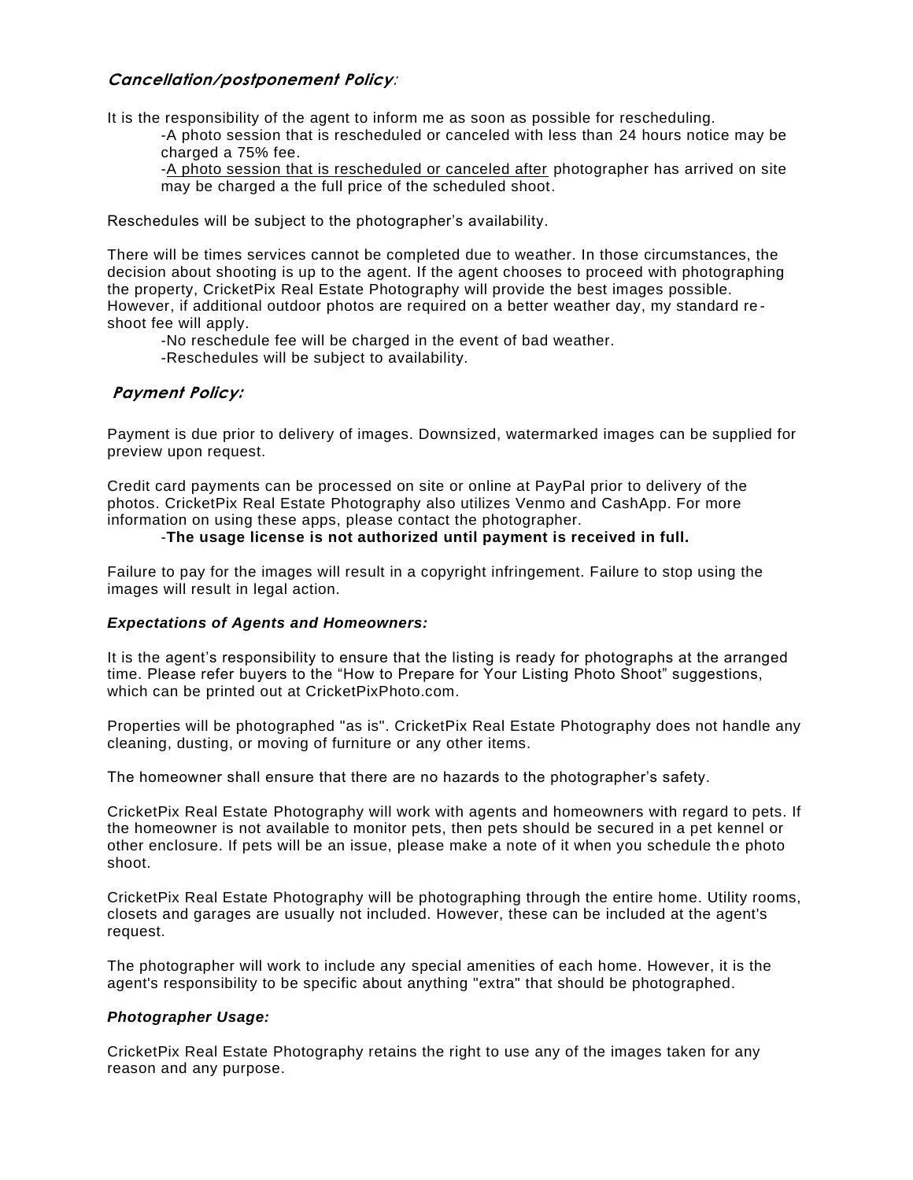## *Cancellation/postponement Policy*:

It is the responsibility of the agent to inform me as soon as possible for rescheduling.

- -A photo session that is rescheduled or canceled with less than 24 hours notice may be charged a 75% fee.
- -<u>A photo session that is rescheduled or canceled after</u> photographer has arrived on site may be charged a the full price of the scheduled shoot.

Reschedules will be subject to the photographer's availability.

There will be times services cannot be completed due to weather. In those circumstances, the decision about shooting is up to the agent. If the agent chooses to proceed with photographing the property, CricketPix Real Estate Photography will provide the best images possible. However, if additional outdoor photos are required on a better weather day, my standard re-shoot fee will apply.

- -No reschedule fee will be charged in the event of bad weather.
- -Reschedules will be subject to availability.

## *Payment Policy:*

Payment is due prior to delivery of images. Downsized, watermarked images can be supplied for preview upon request.

Credit card payments can be processed on site or online at PayPal prior to delivery of the photos. CricketPix Real Estate Photography also utilizes Venmo and CashApp. For more information on using these apps, please contact the photographer.

- -**The usage license is not authorized until payment is received in full.**

Failure to pay for the images will result in a copyright infringement. Failure to stop using the images will result in legal action.

### ***Expectations of Agents and Homeowners:***

It is the agent's responsibility to ensure that the listing is ready for photographs at the arranged time. Please refer buyers to the "How to Prepare for Your Listing Photo Shoot" suggestions, which can be printed out at CricketPixPhoto.com.

Properties will be photographed "as is". CricketPix Real Estate Photography does not handle any cleaning, dusting, or moving of furniture or any other items.

The homeowner shall ensure that there are no hazards to the photographer's safety.

CricketPix Real Estate Photography will work with agents and homeowners with regard to pets. If the homeowner is not available to monitor pets, then pets should be secured in a pet kennel or other enclosure. If pets will be an issue, please make a note of it when you schedule the photo shoot.

CricketPix Real Estate Photography will be photographing through the entire home. Utility rooms, closets and garages are usually not included. However, these can be included at the agent's request.

The photographer will work to include any special amenities of each home. However, it is the agent's responsibility to be specific about anything "extra" that should be photographed.

### ***Photographer Usage:***

CricketPix Real Estate Photography retains the right to use any of the images taken for any reason and any purpose.